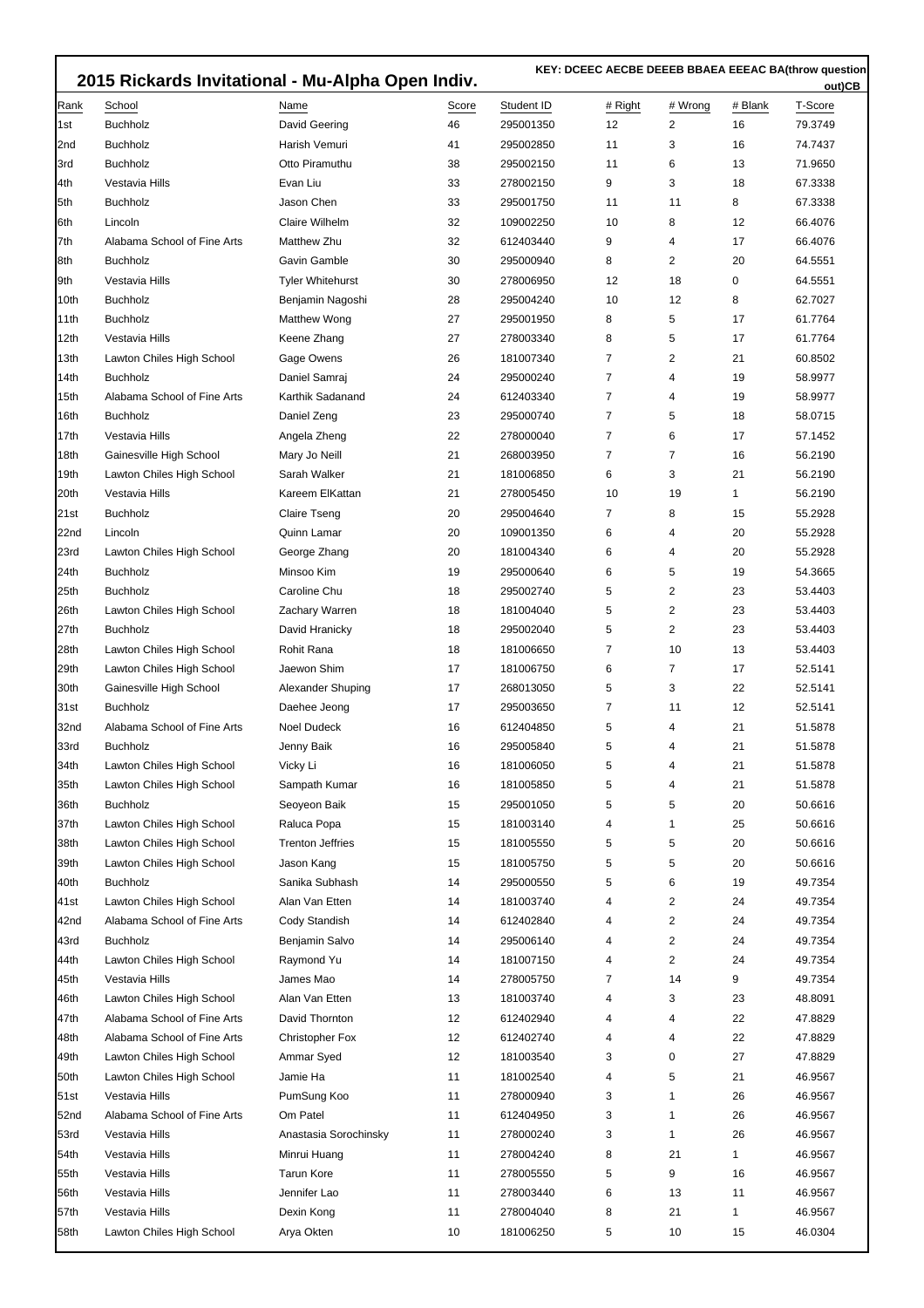## 2015 Rickards Invitational - Mu-Alpha Open Indiv.

KEY: DCEEC AECBE DEEEB BBAEA EEEAC BA(throw question out)CB

| Rank | School | Name | Score | Student ID | # Right | # Wrong | # Blank | T-Score |
|---|---|---|---|---|---|---|---|---|
| 1st | Buchholz | David Geering | 46 | 295001350 | 12 | 2 | 16 | 79.3749 |
| 2nd | Buchholz | Harish Vemuri | 41 | 295002850 | 11 | 3 | 16 | 74.7437 |
| 3rd | Buchholz | Otto Piramuthu | 38 | 295002150 | 11 | 6 | 13 | 71.9650 |
| 4th | Vestavia Hills | Evan Liu | 33 | 278002150 | 9 | 3 | 18 | 67.3338 |
| 5th | Buchholz | Jason Chen | 33 | 295001750 | 11 | 11 | 8 | 67.3338 |
| 6th | Lincoln | Claire Wilhelm | 32 | 109002250 | 10 | 8 | 12 | 66.4076 |
| 7th | Alabama School of Fine Arts | Matthew Zhu | 32 | 612403440 | 9 | 4 | 17 | 66.4076 |
| 8th | Buchholz | Gavin Gamble | 30 | 295000940 | 8 | 2 | 20 | 64.5551 |
| 9th | Vestavia Hills | Tyler Whitehurst | 30 | 278006950 | 12 | 18 | 0 | 64.5551 |
| 10th | Buchholz | Benjamin Nagoshi | 28 | 295004240 | 10 | 12 | 8 | 62.7027 |
| 11th | Buchholz | Matthew Wong | 27 | 295001950 | 8 | 5 | 17 | 61.7764 |
| 12th | Vestavia Hills | Keene Zhang | 27 | 278003340 | 8 | 5 | 17 | 61.7764 |
| 13th | Lawton Chiles High School | Gage Owens | 26 | 181007340 | 7 | 2 | 21 | 60.8502 |
| 14th | Buchholz | Daniel Samraj | 24 | 295000240 | 7 | 4 | 19 | 58.9977 |
| 15th | Alabama School of Fine Arts | Karthik Sadanand | 24 | 612403340 | 7 | 4 | 19 | 58.9977 |
| 16th | Buchholz | Daniel Zeng | 23 | 295000740 | 7 | 5 | 18 | 58.0715 |
| 17th | Vestavia Hills | Angela Zheng | 22 | 278000040 | 7 | 6 | 17 | 57.1452 |
| 18th | Gainesville High School | Mary Jo Neill | 21 | 268003950 | 7 | 7 | 16 | 56.2190 |
| 19th | Lawton Chiles High School | Sarah Walker | 21 | 181006850 | 6 | 3 | 21 | 56.2190 |
| 20th | Vestavia Hills | Kareem ElKattan | 21 | 278005450 | 10 | 19 | 1 | 56.2190 |
| 21st | Buchholz | Claire Tseng | 20 | 295004640 | 7 | 8 | 15 | 55.2928 |
| 22nd | Lincoln | Quinn Lamar | 20 | 109001350 | 6 | 4 | 20 | 55.2928 |
| 23rd | Lawton Chiles High School | George Zhang | 20 | 181004340 | 6 | 4 | 20 | 55.2928 |
| 24th | Buchholz | Minsoo Kim | 19 | 295000640 | 6 | 5 | 19 | 54.3665 |
| 25th | Buchholz | Caroline Chu | 18 | 295002740 | 5 | 2 | 23 | 53.4403 |
| 26th | Lawton Chiles High School | Zachary Warren | 18 | 181004040 | 5 | 2 | 23 | 53.4403 |
| 27th | Buchholz | David Hranicky | 18 | 295002040 | 5 | 2 | 23 | 53.4403 |
| 28th | Lawton Chiles High School | Rohit Rana | 18 | 181006650 | 7 | 10 | 13 | 53.4403 |
| 29th | Lawton Chiles High School | Jaewon Shim | 17 | 181006750 | 6 | 7 | 17 | 52.5141 |
| 30th | Gainesville High School | Alexander Shuping | 17 | 268013050 | 5 | 3 | 22 | 52.5141 |
| 31st | Buchholz | Daehee Jeong | 17 | 295003650 | 7 | 11 | 12 | 52.5141 |
| 32nd | Alabama School of Fine Arts | Noel Dudeck | 16 | 612404850 | 5 | 4 | 21 | 51.5878 |
| 33rd | Buchholz | Jenny Baik | 16 | 295005840 | 5 | 4 | 21 | 51.5878 |
| 34th | Lawton Chiles High School | Vicky Li | 16 | 181006050 | 5 | 4 | 21 | 51.5878 |
| 35th | Lawton Chiles High School | Sampath Kumar | 16 | 181005850 | 5 | 4 | 21 | 51.5878 |
| 36th | Buchholz | Seoyeon Baik | 15 | 295001050 | 5 | 5 | 20 | 50.6616 |
| 37th | Lawton Chiles High School | Raluca Popa | 15 | 181003140 | 4 | 1 | 25 | 50.6616 |
| 38th | Lawton Chiles High School | Trenton Jeffries | 15 | 181005550 | 5 | 5 | 20 | 50.6616 |
| 39th | Lawton Chiles High School | Jason Kang | 15 | 181005750 | 5 | 5 | 20 | 50.6616 |
| 40th | Buchholz | Sanika Subhash | 14 | 295000550 | 5 | 6 | 19 | 49.7354 |
| 41st | Lawton Chiles High School | Alan Van Etten | 14 | 181003740 | 4 | 2 | 24 | 49.7354 |
| 42nd | Alabama School of Fine Arts | Cody Standish | 14 | 612402840 | 4 | 2 | 24 | 49.7354 |
| 43rd | Buchholz | Benjamin Salvo | 14 | 295006140 | 4 | 2 | 24 | 49.7354 |
| 44th | Lawton Chiles High School | Raymond Yu | 14 | 181007150 | 4 | 2 | 24 | 49.7354 |
| 45th | Vestavia Hills | James Mao | 14 | 278005750 | 7 | 14 | 9 | 49.7354 |
| 46th | Lawton Chiles High School | Alan Van Etten | 13 | 181003740 | 4 | 3 | 23 | 48.8091 |
| 47th | Alabama School of Fine Arts | David Thornton | 12 | 612402940 | 4 | 4 | 22 | 47.8829 |
| 48th | Alabama School of Fine Arts | Christopher Fox | 12 | 612402740 | 4 | 4 | 22 | 47.8829 |
| 49th | Lawton Chiles High School | Ammar Syed | 12 | 181003540 | 3 | 0 | 27 | 47.8829 |
| 50th | Lawton Chiles High School | Jamie Ha | 11 | 181002540 | 4 | 5 | 21 | 46.9567 |
| 51st | Vestavia Hills | PumSung Koo | 11 | 278000940 | 3 | 1 | 26 | 46.9567 |
| 52nd | Alabama School of Fine Arts | Om Patel | 11 | 612404950 | 3 | 1 | 26 | 46.9567 |
| 53rd | Vestavia Hills | Anastasia Sorochinsky | 11 | 278000240 | 3 | 1 | 26 | 46.9567 |
| 54th | Vestavia Hills | Minrui Huang | 11 | 278004240 | 8 | 21 | 1 | 46.9567 |
| 55th | Vestavia Hills | Tarun Kore | 11 | 278005550 | 5 | 9 | 16 | 46.9567 |
| 56th | Vestavia Hills | Jennifer Lao | 11 | 278003440 | 6 | 13 | 11 | 46.9567 |
| 57th | Vestavia Hills | Dexin Kong | 11 | 278004040 | 8 | 21 | 1 | 46.9567 |
| 58th | Lawton Chiles High School | Arya Okten | 10 | 181006250 | 5 | 10 | 15 | 46.0304 |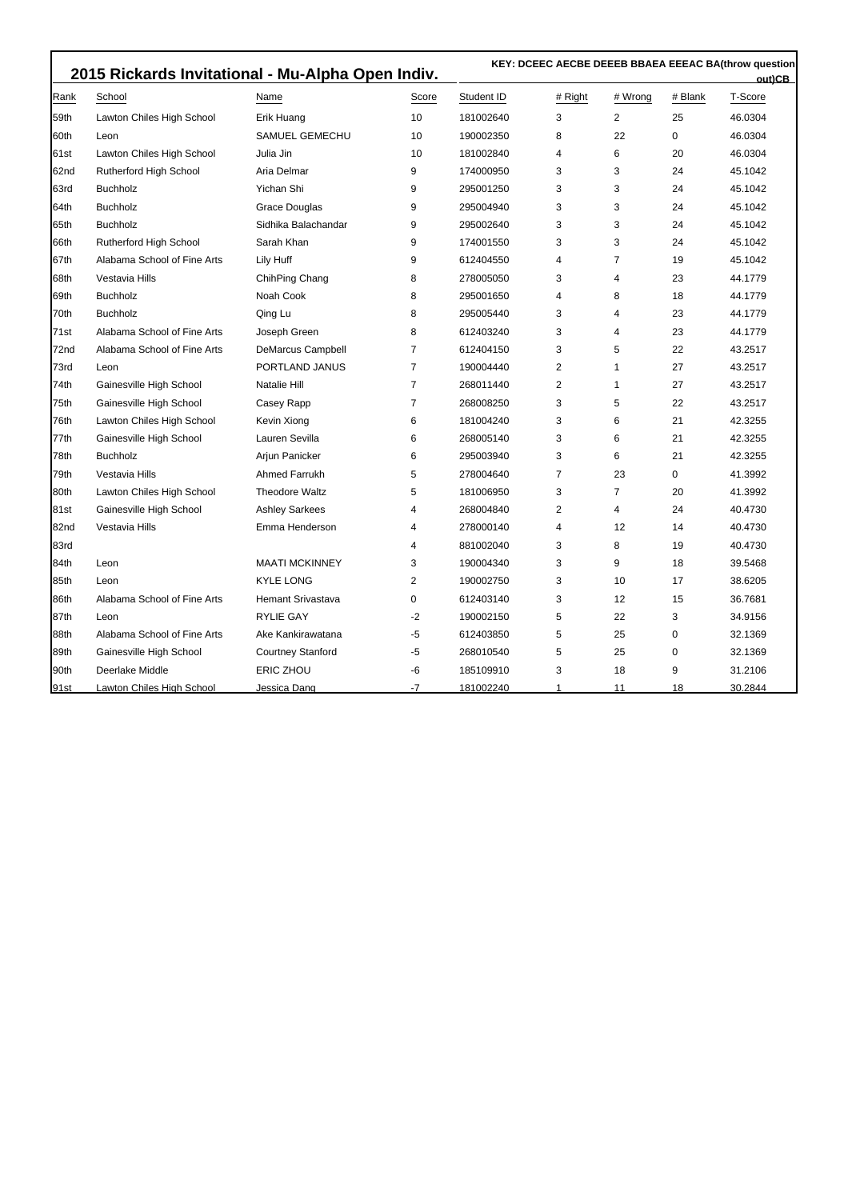## 2015 Rickards Invitational - Mu-Alpha Open Indiv.

**KEY: DCEEC AECBE DEEEB BBAEA EEEAC BA(throw question out)CB**

| Rank | School | Name | Score | Student ID | # Right | # Wrong | # Blank | T-Score |
|---|---|---|---|---|---|---|---|---|
| 59th | Lawton Chiles High School | Erik Huang | 10 | 181002640 | 3 | 2 | 25 | 46.0304 |
| 60th | Leon | SAMUEL GEMECHU | 10 | 190002350 | 8 | 22 | 0 | 46.0304 |
| 61st | Lawton Chiles High School | Julia Jin | 10 | 181002840 | 4 | 6 | 20 | 46.0304 |
| 62nd | Rutherford High School | Aria Delmar | 9 | 174000950 | 3 | 3 | 24 | 45.1042 |
| 63rd | Buchholz | Yichan Shi | 9 | 295001250 | 3 | 3 | 24 | 45.1042 |
| 64th | Buchholz | Grace Douglas | 9 | 295004940 | 3 | 3 | 24 | 45.1042 |
| 65th | Buchholz | Sidhika Balachandar | 9 | 295002640 | 3 | 3 | 24 | 45.1042 |
| 66th | Rutherford High School | Sarah Khan | 9 | 174001550 | 3 | 3 | 24 | 45.1042 |
| 67th | Alabama School of Fine Arts | Lily Huff | 9 | 612404550 | 4 | 7 | 19 | 45.1042 |
| 68th | Vestavia Hills | ChihPing Chang | 8 | 278005050 | 3 | 4 | 23 | 44.1779 |
| 69th | Buchholz | Noah Cook | 8 | 295001650 | 4 | 8 | 18 | 44.1779 |
| 70th | Buchholz | Qing Lu | 8 | 295005440 | 3 | 4 | 23 | 44.1779 |
| 71st | Alabama School of Fine Arts | Joseph Green | 8 | 612403240 | 3 | 4 | 23 | 44.1779 |
| 72nd | Alabama School of Fine Arts | DeMarcus Campbell | 7 | 612404150 | 3 | 5 | 22 | 43.2517 |
| 73rd | Leon | PORTLAND JANUS | 7 | 190004440 | 2 | 1 | 27 | 43.2517 |
| 74th | Gainesville High School | Natalie Hill | 7 | 268011440 | 2 | 1 | 27 | 43.2517 |
| 75th | Gainesville High School | Casey Rapp | 7 | 268008250 | 3 | 5 | 22 | 43.2517 |
| 76th | Lawton Chiles High School | Kevin Xiong | 6 | 181004240 | 3 | 6 | 21 | 42.3255 |
| 77th | Gainesville High School | Lauren Sevilla | 6 | 268005140 | 3 | 6 | 21 | 42.3255 |
| 78th | Buchholz | Arjun Panicker | 6 | 295003940 | 3 | 6 | 21 | 42.3255 |
| 79th | Vestavia Hills | Ahmed Farrukh | 5 | 278004640 | 7 | 23 | 0 | 41.3992 |
| 80th | Lawton Chiles High School | Theodore Waltz | 5 | 181006950 | 3 | 7 | 20 | 41.3992 |
| 81st | Gainesville High School | Ashley Sarkees | 4 | 268004840 | 2 | 4 | 24 | 40.4730 |
| 82nd | Vestavia Hills | Emma Henderson | 4 | 278000140 | 4 | 12 | 14 | 40.4730 |
| 83rd | | | 4 | 881002040 | 3 | 8 | 19 | 40.4730 |
| 84th | Leon | MAATI MCKINNEY | 3 | 190004340 | 3 | 9 | 18 | 39.5468 |
| 85th | Leon | KYLE LONG | 2 | 190002750 | 3 | 10 | 17 | 38.6205 |
| 86th | Alabama School of Fine Arts | Hemant Srivastava | 0 | 612403140 | 3 | 12 | 15 | 36.7681 |
| 87th | Leon | RYLIE GAY | -2 | 190002150 | 5 | 22 | 3 | 34.9156 |
| 88th | Alabama School of Fine Arts | Ake Kankirawatana | -5 | 612403850 | 5 | 25 | 0 | 32.1369 |
| 89th | Gainesville High School | Courtney Stanford | -5 | 268010540 | 5 | 25 | 0 | 32.1369 |
| 90th | Deerlake Middle | ERIC ZHOU | -6 | 185109910 | 3 | 18 | 9 | 31.2106 |
| 91st | Lawton Chiles High School | Jessica Dang | -7 | 181002240 | 1 | 11 | 18 | 30.2844 |